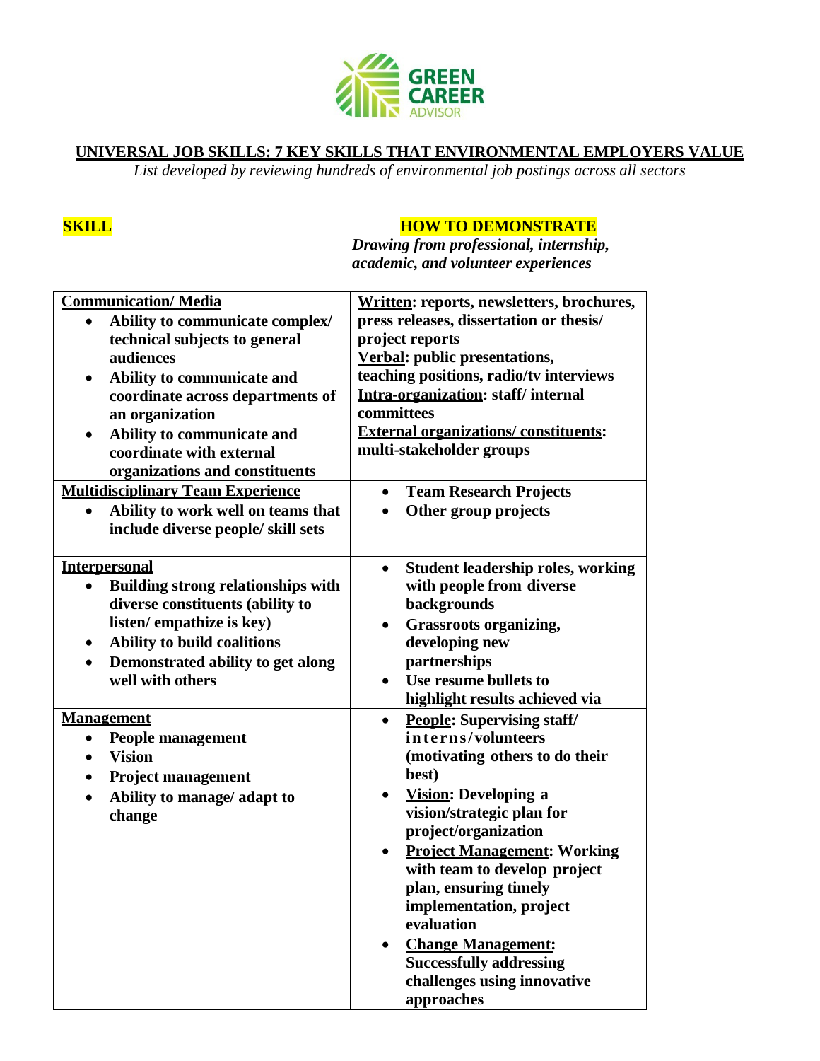## UNIVERSAL JOB SKILLS: 7 KEY SKILLS THAT ENVIRONMENTAL EMPLOYERS VALUE

*List developed by reviewing hundreds of environmental job postings across all sectors*

| **SKILL** | **HOW TO DEMONSTRATE** *Drawing from professional, internship, academic, and volunteer experiences* |
|---|---|
| **Communication/ Media**<br>• Ability to communicate complex/ technical subjects to general audiences<br>• Ability to communicate and coordinate across departments of an organization<br>• Ability to communicate and coordinate with external organizations and constituents | **Written**: reports, newsletters, brochures, press releases, dissertation or thesis/ project reports<br>**Verbal**: public presentations, teaching positions, radio/tv interviews<br>**Intra-organization**: staff/ internal committees<br>**External organizations/ constituents**: multi-stakeholder groups |
| **Multidisciplinary Team Experience**<br>• Ability to work well on teams that include diverse people/ skill sets | • Team Research Projects<br>• Other group projects |
| **Interpersonal**<br>• Building strong relationships with diverse constituents (ability to listen/ empathize is key)<br>• Ability to build coalitions<br>• Demonstrated ability to get along well with others | • Student leadership roles, working with people from diverse backgrounds<br>• Grassroots organizing, developing new partnerships<br>• Use resume bullets to highlight results achieved via |
| **Management**<br>• People management<br>• Vision<br>• Project management<br>• Ability to manage/ adapt to change | • **People**: Supervising staff/ interns/volunteers (motivating others to do their best)<br>• **Vision**: Developing a vision/strategic plan for project/organization<br>• **Project Management**: Working with team to develop project plan, ensuring timely implementation, project evaluation<br>• **Change Management**: Successfully addressing challenges using innovative approaches |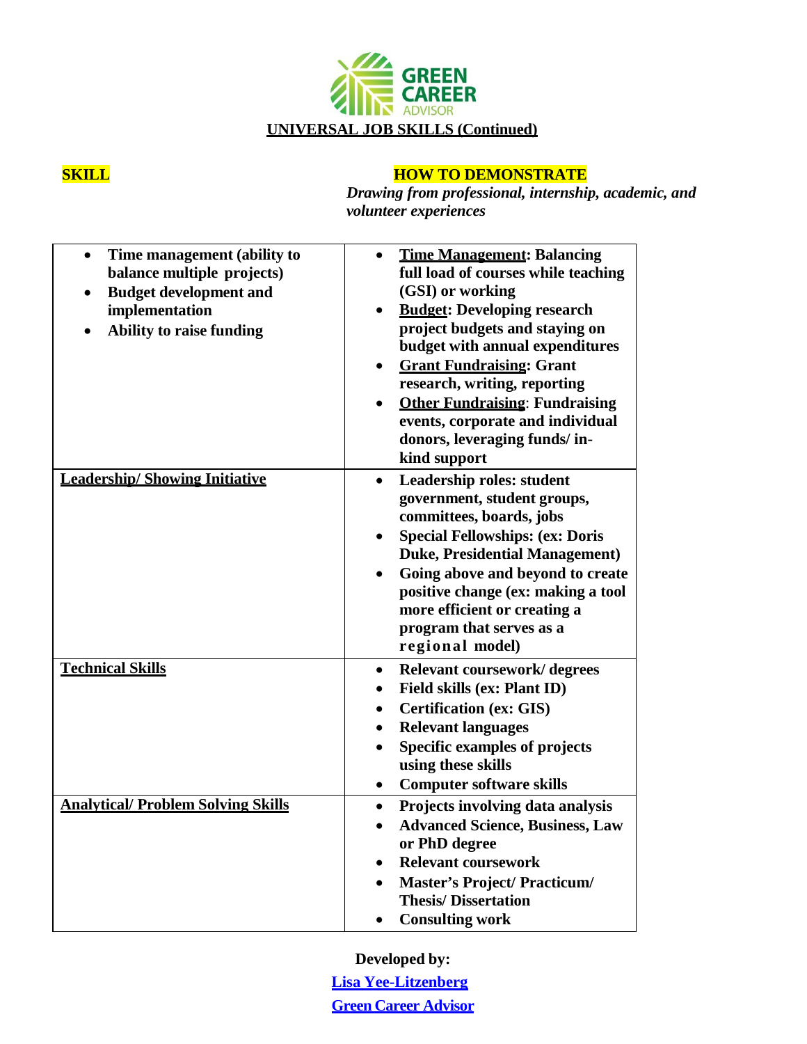GREEN CAREER ADVISOR

**UNIVERSAL JOB SKILLS (Continued)**

| **SKILL** | **HOW TO DEMONSTRATE** *Drawing from professional, internship, academic, and volunteer experiences* |
|---|---|
| • **Time management (ability to balance multiple projects)** • **Budget development and implementation** • **Ability to raise funding** | • **Time Management: Balancing full load of courses while teaching (GSI) or working** • **Budget: Developing research project budgets and staying on budget with annual expenditures** • **Grant Fundraising: Grant research, writing, reporting** • **Other Fundraising: Fundraising events, corporate and individual donors, leveraging funds/ in-kind support** |
| **Leadership/ Showing Initiative** | • **Leadership roles: student government, student groups, committees, boards, jobs** • **Special Fellowships: (ex: Doris Duke, Presidential Management)** • **Going above and beyond to create positive change (ex: making a tool more efficient or creating a program that serves as a regional model)** |
| **Technical Skills** | • **Relevant coursework/ degrees** • **Field skills (ex: Plant ID)** • **Certification (ex: GIS)** • **Relevant languages** • **Specific examples of projects using these skills** • **Computer software skills** |
| **Analytical/ Problem Solving Skills** | • **Projects involving data analysis** • **Advanced Science, Business, Law or PhD degree** • **Relevant coursework** • **Master's Project/ Practicum/ Thesis/ Dissertation** • **Consulting work** |

**Developed by:**

**Lisa Yee-Litzenberg**

**Green Career Advisor**